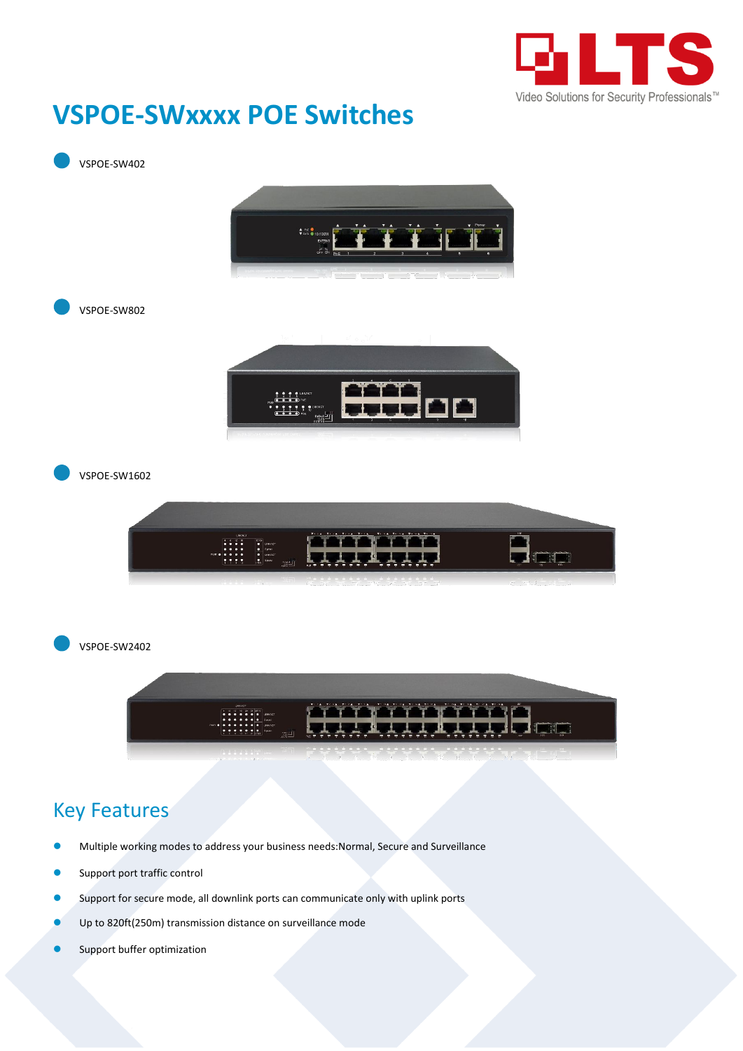# VSPOE-SWxxxx POE Switches

- VSPOE-SW402
- VSPOE-SW802
- VSPOE-SW1602
- VSPOE-SW2402

## Key Features

- Multiple working modes to address your business needs:Normal, Secure and Surveillance
- Support port traffic control
- Support for secure mode, all downlink ports can communicate only with uplink ports
- Up to 820ft(250m) transmission distance on surveillance mode
- Support buffer optimization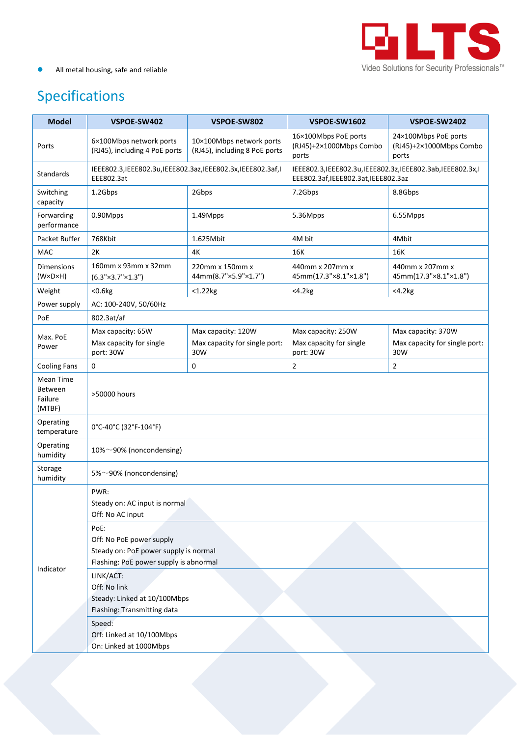- All metal housing, safe and reliable

## Specifications

| Model | VSPOE-SW402 | VSPOE-SW802 | VSPOE-SW1602 | VSPOE-SW2402 |
|---|---|---|---|---|
| Ports | 6×100Mbps network ports (RJ45), including 4 PoE ports | 10×100Mbps network ports (RJ45), including 8 PoE ports | 16×100Mbps PoE ports (RJ45)+2×1000Mbps Combo ports | 24×100Mbps PoE ports (RJ45)+2×1000Mbps Combo ports |
| Standards | IEEE802.3,IEEE802.3u,IEEE802.3az,IEEE802.3x,IEEE802.3af,IEEE802.3at | | IEEE802.3,IEEE802.3u,IEEE802.3z,IEEE802.3ab,IEEE802.3x,IEEE802.3af,IEEE802.3at,IEEE802.3az | |
| Switching capacity | 1.2Gbps | 2Gbps | 7.2Gbps | 8.8Gbps |
| Forwarding performance | 0.90Mpps | 1.49Mpps | 5.36Mpps | 6.55Mpps |
| Packet Buffer | 768Kbit | 1.625Mbit | 4M bit | 4Mbit |
| MAC | 2K | 4K | 16K | 16K |
| Dimensions (W×D×H) | 160mm x 93mm x 32mm (6.3"×3.7"×1.3") | 220mm x 150mm x 44mm(8.7"×5.9"×1.7") | 440mm x 207mm x 45mm(17.3"×8.1"×1.8") | 440mm x 207mm x 45mm(17.3"×8.1"×1.8") |
| Weight | <0.6kg | <1.22kg | <4.2kg | <4.2kg |
| Power supply | AC: 100-240V, 50/60Hz | | | |
| PoE | 802.3at/af | | | |
| Max. PoE Power | Max capacity: 65W<br>Max capacity for single port: 30W | Max capacity: 120W<br>Max capacity for single port: 30W | Max capacity: 250W<br>Max capacity for single port: 30W | Max capacity: 370W<br>Max capacity for single port: 30W |
| Cooling Fans | 0 | 0 | 2 | 2 |
| Mean Time Between Failure (MTBF) | >50000 hours | | | |
| Operating temperature | 0°C-40°C (32°F-104°F) | | | |
| Operating humidity | 10%～90% (noncondensing) | | | |
| Storage humidity | 5%～90% (noncondensing) | | | |
| Indicator | PWR:<br>Steady on: AC input is normal<br>Off: No AC input | | | |
| | PoE:<br>Off: No PoE power supply<br>Steady on: PoE power supply is normal<br>Flashing: PoE power supply is abnormal | | | |
| | LINK/ACT:<br>Off: No link<br>Steady: Linked at 10/100Mbps<br>Flashing: Transmitting data | | | |
| | Speed:<br>Off: Linked at 10/100Mbps<br>On: Linked at 1000Mbps | | | |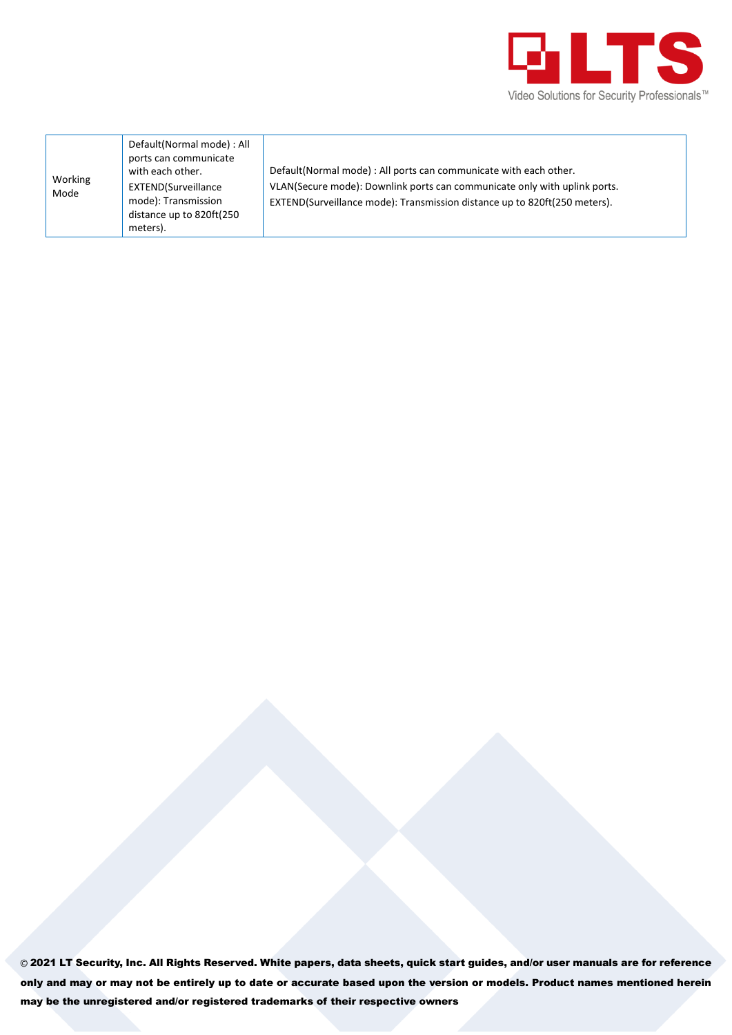| | | |
|---|---|---|
| Working Mode | Default(Normal mode) : All ports can communicate with each other.<br>EXTEND(Surveillance mode): Transmission distance up to 820ft(250 meters). | Default(Normal mode) : All ports can communicate with each other.<br>VLAN(Secure mode): Downlink ports can communicate only with uplink ports.<br>EXTEND(Surveillance mode): Transmission distance up to 820ft(250 meters). |

**© 2021 LT Security, Inc. All Rights Reserved. White papers, data sheets, quick start guides, and/or user manuals are for reference only and may or may not be entirely up to date or accurate based upon the version or models. Product names mentioned herein may be the unregistered and/or registered trademarks of their respective owners**